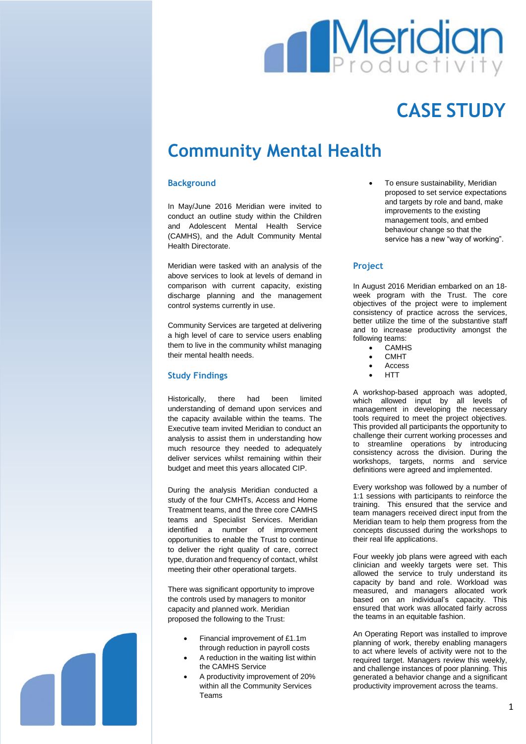Meridian Productivity

# CASE STUDY

# Community Mental Health

## Background

In May/June 2016 Meridian were invited to conduct an outline study within the Children and Adolescent Mental Health Service (CAMHS), and the Adult Community Mental Health Directorate.

Meridian were tasked with an analysis of the above services to look at levels of demand in comparison with current capacity, existing discharge planning and the management control systems currently in use.

Community Services are targeted at delivering a high level of care to service users enabling them to live in the community whilst managing their mental health needs.

## Study Findings

Historically, there had been limited understanding of demand upon services and the capacity available within the teams. The Executive team invited Meridian to conduct an analysis to assist them in understanding how much resource they needed to adequately deliver services whilst remaining within their budget and meet this years allocated CIP.

During the analysis Meridian conducted a study of the four CMHTs, Access and Home Treatment teams, and the three core CAMHS teams and Specialist Services. Meridian identified a number of improvement opportunities to enable the Trust to continue to deliver the right quality of care, correct type, duration and frequency of contact, whilst meeting their other operational targets.

There was significant opportunity to improve the controls used by managers to monitor capacity and planned work. Meridian proposed the following to the Trust:

- Financial improvement of £1.1m through reduction in payroll costs
- A reduction in the waiting list within the CAMHS Service
- A productivity improvement of 20% within all the Community Services Teams
- To ensure sustainability, Meridian proposed to set service expectations and targets by role and band, make improvements to the existing management tools, and embed behaviour change so that the service has a new "way of working".

## Project

In August 2016 Meridian embarked on an 18-week program with the Trust. The core objectives of the project were to implement consistency of practice across the services, better utilize the time of the substantive staff and to increase productivity amongst the following teams:

- CAMHS
- CMHT
- Access
- HTT

A workshop-based approach was adopted, which allowed input by all levels of management in developing the necessary tools required to meet the project objectives. This provided all participants the opportunity to challenge their current working processes and to streamline operations by introducing consistency across the division. During the workshops, targets, norms and service definitions were agreed and implemented.

Every workshop was followed by a number of 1:1 sessions with participants to reinforce the training. This ensured that the service and team managers received direct input from the Meridian team to help them progress from the concepts discussed during the workshops to their real life applications.

Four weekly job plans were agreed with each clinician and weekly targets were set. This allowed the service to truly understand its capacity by band and role. Workload was measured, and managers allocated work based on an individual's capacity. This ensured that work was allocated fairly across the teams in an equitable fashion.

An Operating Report was installed to improve planning of work, thereby enabling managers to act where levels of activity were not to the required target. Managers review this weekly, and challenge instances of poor planning. This generated a behavior change and a significant productivity improvement across the teams.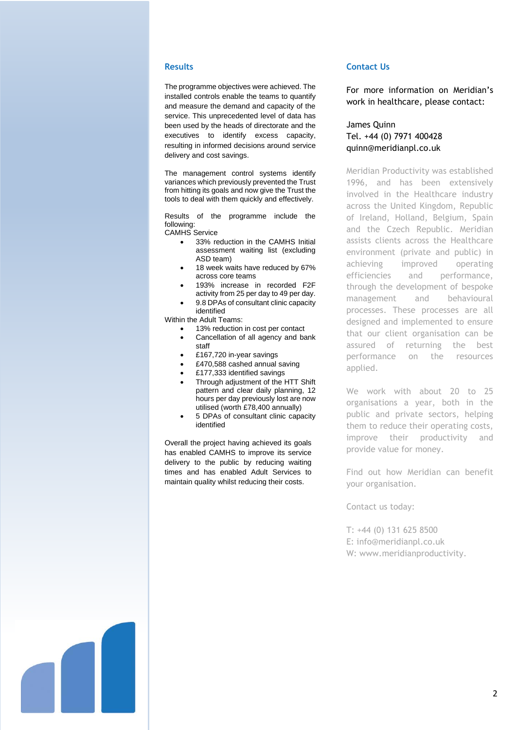## Results

The programme objectives were achieved. The installed controls enable the teams to quantify and measure the demand and capacity of the service. This unprecedented level of data has been used by the heads of directorate and the executives to identify excess capacity, resulting in informed decisions around service delivery and cost savings.

The management control systems identify variances which previously prevented the Trust from hitting its goals and now give the Trust the tools to deal with them quickly and effectively.

Results of the programme include the following:

CAMHS Service

- 33% reduction in the CAMHS Initial assessment waiting list (excluding ASD team)
- 18 week waits have reduced by 67% across core teams
- 193% increase in recorded F2F activity from 25 per day to 49 per day.
- 9.8 DPAs of consultant clinic capacity identified

Within the Adult Teams:

- 13% reduction in cost per contact
- Cancellation of all agency and bank staff
- £167,720 in-year savings
- £470,588 cashed annual saving
- £177,333 identified savings
- Through adjustment of the HTT Shift pattern and clear daily planning, 12 hours per day previously lost are now utilised (worth £78,400 annually)
- 5 DPAs of consultant clinic capacity identified

Overall the project having achieved its goals has enabled CAMHS to improve its service delivery to the public by reducing waiting times and has enabled Adult Services to maintain quality whilst reducing their costs.

## Contact Us

For more information on Meridian's work in healthcare, please contact:

James Quinn
Tel. +44 (0) 7971 400428
quinn@meridianpl.co.uk

Meridian Productivity was established 1996, and has been extensively involved in the Healthcare industry across the United Kingdom, Republic of Ireland, Holland, Belgium, Spain and the Czech Republic. Meridian assists clients across the Healthcare environment (private and public) in achieving improved operating efficiencies and performance, through the development of bespoke management and behavioural processes. These processes are all designed and implemented to ensure that our client organisation can be assured of returning the best performance on the resources applied.

We work with about 20 to 25 organisations a year, both in the public and private sectors, helping them to reduce their operating costs, improve their productivity and provide value for money.

Find out how Meridian can benefit your organisation.

Contact us today:

T: +44 (0) 131 625 8500
E: info@meridianpl.co.uk
W: www.meridianproductivity.